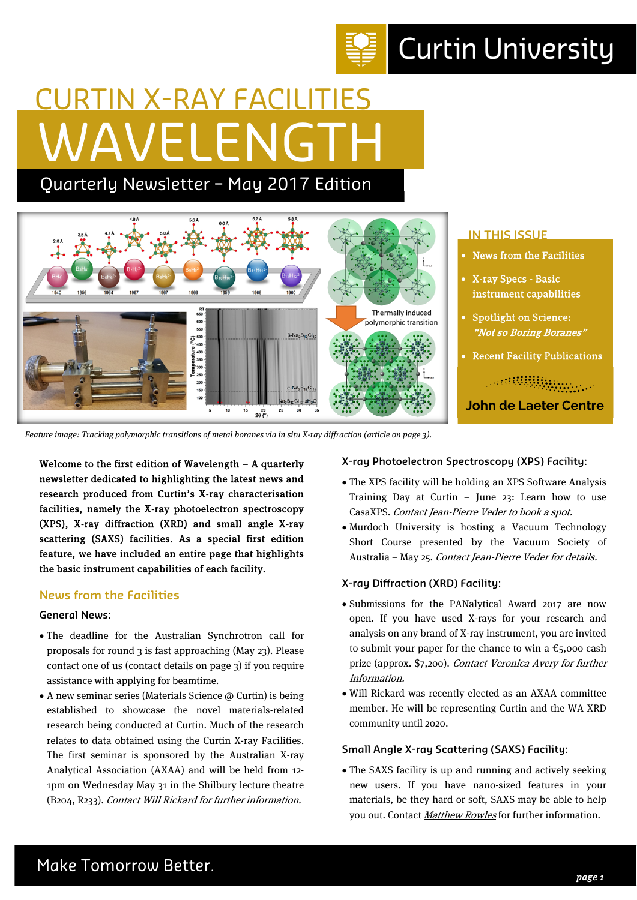# CURTIN X-RAY FACILITIES

# WAVELENGTH

## Quarterly Newsletter – May 2017 Edition

**IN THIS ISSUE**

- News from the Facilities
- X-ray Specs - Basic instrument capabilities
- Spotlight on Science: *"Not so Boring Boranes"*
- Recent Facility Publications

John de Laeter Centre

*Feature image: Tracking polymorphic transitions of metal boranes via in situ X-ray diffraction (article on page 3).*

**Welcome to the first edition of Wavelength – A quarterly newsletter dedicated to highlighting the latest news and research produced from Curtin's X-ray characterisation facilities, namely the X-ray photoelectron spectroscopy (XPS), X-ray diffraction (XRD) and small angle X-ray scattering (SAXS) facilities. As a special first edition feature, we have included an entire page that highlights the basic instrument capabilities of each facility.**

## News from the Facilities

### General News:

- The deadline for the Australian Synchrotron call for proposals for round 3 is fast approaching (May 23). Please contact one of us (contact details on page 3) if you require assistance with applying for beamtime.
- A new seminar series (Materials Science @ Curtin) is being established to showcase the novel materials-related research being conducted at Curtin. Much of the research relates to data obtained using the Curtin X-ray Facilities. The first seminar is sponsored by the Australian X-ray Analytical Association (AXAA) and will be held from 12-1pm on Wednesday May 31 in the Shilbury lecture theatre (B204, R233). *Contact Will Rickard for further information.*

### X-ray Photoelectron Spectroscopy (XPS) Facility:

- The XPS facility will be holding an XPS Software Analysis Training Day at Curtin – June 23: Learn how to use CasaXPS. *Contact Jean-Pierre Veder to book a spot.*
- Murdoch University is hosting a Vacuum Technology Short Course presented by the Vacuum Society of Australia – May 25. *Contact Jean-Pierre Veder for details.*

### X-ray Diffraction (XRD) Facility:

- Submissions for the PANalytical Award 2017 are now open. If you have used X-rays for your research and analysis on any brand of X-ray instrument, you are invited to submit your paper for the chance to win a €5,000 cash prize (approx. $7,200). *Contact Veronica Avery for further information.*
- Will Rickard was recently elected as an AXAA committee member. He will be representing Curtin and the WA XRD community until 2020.

### Small Angle X-ray Scattering (SAXS) Facility:

- The SAXS facility is up and running and actively seeking new users. If you have nano-sized features in your materials, be they hard or soft, SAXS may be able to help you out. Contact *Matthew Rowles* for further information.

Make Tomorrow Better.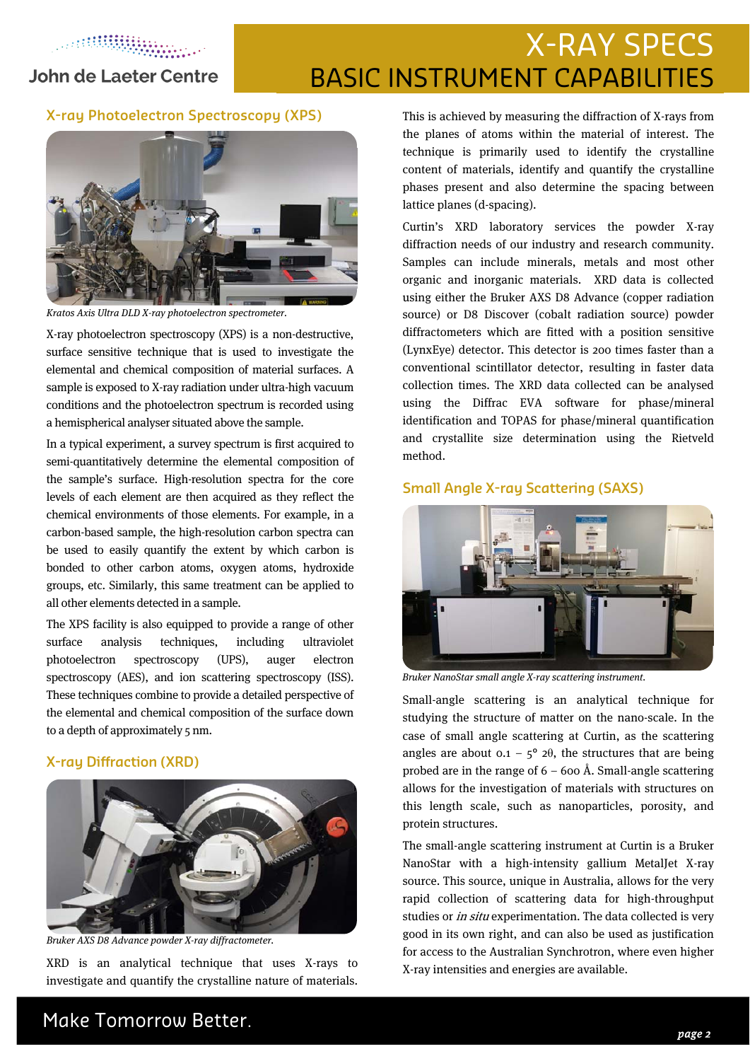# X-RAY SPECS
## BASIC INSTRUMENT CAPABILITIES

### X-ray Photoelectron Spectroscopy (XPS)

*Kratos Axis Ultra DLD X-ray photoelectron spectrometer.*

X-ray photoelectron spectroscopy (XPS) is a non-destructive, surface sensitive technique that is used to investigate the elemental and chemical composition of material surfaces. A sample is exposed to X-ray radiation under ultra-high vacuum conditions and the photoelectron spectrum is recorded using a hemispherical analyser situated above the sample.

In a typical experiment, a survey spectrum is first acquired to semi-quantitatively determine the elemental composition of the sample's surface. High-resolution spectra for the core levels of each element are then acquired as they reflect the chemical environments of those elements. For example, in a carbon-based sample, the high-resolution carbon spectra can be used to easily quantify the extent by which carbon is bonded to other carbon atoms, oxygen atoms, hydroxide groups, etc. Similarly, this same treatment can be applied to all other elements detected in a sample.

The XPS facility is also equipped to provide a range of other surface analysis techniques, including ultraviolet photoelectron spectroscopy (UPS), auger electron spectroscopy (AES), and ion scattering spectroscopy (ISS). These techniques combine to provide a detailed perspective of the elemental and chemical composition of the surface down to a depth of approximately 5 nm.

### X-ray Diffraction (XRD)

*Bruker AXS D8 Advance powder X-ray diffractometer.*

XRD is an analytical technique that uses X-rays to investigate and quantify the crystalline nature of materials. This is achieved by measuring the diffraction of X-rays from the planes of atoms within the material of interest. The technique is primarily used to identify the crystalline content of materials, identify and quantify the crystalline phases present and also determine the spacing between lattice planes (d-spacing).

Curtin's XRD laboratory services the powder X-ray diffraction needs of our industry and research community. Samples can include minerals, metals and most other organic and inorganic materials. XRD data is collected using either the Bruker AXS D8 Advance (copper radiation source) or D8 Discover (cobalt radiation source) powder diffractometers which are fitted with a position sensitive (LynxEye) detector. This detector is 200 times faster than a conventional scintillator detector, resulting in faster data collection times. The XRD data collected can be analysed using the Diffrac EVA software for phase/mineral identification and TOPAS for phase/mineral quantification and crystallite size determination using the Rietveld method.

### Small Angle X-ray Scattering (SAXS)

*Bruker NanoStar small angle X-ray scattering instrument.*

Small-angle scattering is an analytical technique for studying the structure of matter on the nano-scale. In the case of small angle scattering at Curtin, as the scattering angles are about 0.1 – 5° $2\theta$, the structures that are being probed are in the range of 6 – 600 Å. Small-angle scattering allows for the investigation of materials with structures on this length scale, such as nanoparticles, porosity, and protein structures.

The small-angle scattering instrument at Curtin is a Bruker NanoStar with a high-intensity gallium MetalJet X-ray source. This source, unique in Australia, allows for the very rapid collection of scattering data for high-throughput studies or *in situ* experimentation. The data collected is very good in its own right, and can also be used as justification for access to the Australian Synchrotron, where even higher X-ray intensities and energies are available.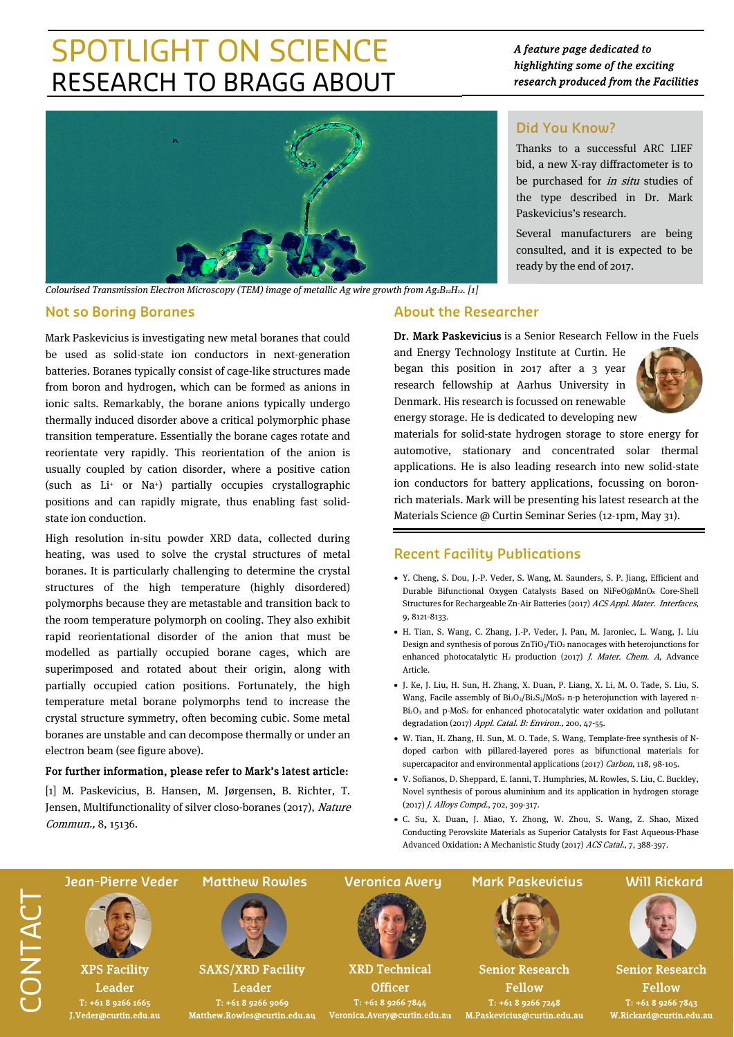# SPOTLIGHT ON SCIENCE
# RESEARCH TO BRAGG ABOUT

*A feature page dedicated to highlighting some of the exciting research produced from the Facilities*

*Colourised Transmission Electron Microscopy (TEM) image of metallic Ag wire growth from $Ag_2B_{12}H_{12}$. [1]*

## Did You Know?

Thanks to a successful ARC LIEF bid, a new X-ray diffractometer is to be purchased for *in situ* studies of the type described in Dr. Mark Paskevicius's research.

Several manufacturers are being consulted, and it is expected to be ready by the end of 2017.

## Not so Boring Boranes

Mark Paskevicius is investigating new metal boranes that could be used as solid-state ion conductors in next-generation batteries. Boranes typically consist of cage-like structures made from boron and hydrogen, which can be formed as anions in ionic salts. Remarkably, the borane anions typically undergo thermally induced disorder above a critical polymorphic phase transition temperature. Essentially the borane cages rotate and reorientate very rapidly. This reorientation of the anion is usually coupled by cation disorder, where a positive cation (such as $Li^+$ or $Na^+$) partially occupies crystallographic positions and can rapidly migrate, thus enabling fast solid-state ion conduction.

High resolution in-situ powder XRD data, collected during heating, was used to solve the crystal structures of metal boranes. It is particularly challenging to determine the crystal structures of the high temperature (highly disordered) polymorphs because they are metastable and transition back to the room temperature polymorph on cooling. They also exhibit rapid reorientational disorder of the anion that must be modelled as partially occupied borane cages, which are superimposed and rotated about their origin, along with partially occupied cation positions. Fortunately, the high temperature metal borane polymorphs tend to increase the crystal structure symmetry, often becoming cubic. Some metal boranes are unstable and can decompose thermally or under an electron beam (see figure above).

**For further information, please refer to Mark's latest article:**

[1] M. Paskevicius, B. Hansen, M. Jørgensen, B. Richter, T. Jensen, Multifunctionality of silver closo-boranes (2017), *Nature Commun.*, 8, 15136.

## About the Researcher

**Dr. Mark Paskevicius** is a Senior Research Fellow in the Fuels and Energy Technology Institute at Curtin. He began this position in 2017 after a 3 year research fellowship at Aarhus University in Denmark. His research is focussed on renewable energy storage. He is dedicated to developing new materials for solid-state hydrogen storage to store energy for automotive, stationary and concentrated solar thermal applications. He is also leading research into new solid-state ion conductors for battery applications, focussing on boron-rich materials. Mark will be presenting his latest research at the Materials Science @ Curtin Seminar Series (12-1pm, May 31).

## Recent Facility Publications

- Y. Cheng, S. Dou, J.-P. Veder, S. Wang, M. Saunders, S. P. Jiang, Efficient and Durable Bifunctional Oxygen Catalysts Based on $NiFeO@MnO_x$ Core-Shell Structures for Rechargeable Zn-Air Batteries (2017) *ACS Appl. Mater. Interfaces*, 9, 8121-8133.
- H. Tian, S. Wang, C. Zhang, J.-P. Veder, J. Pan, M. Jaroniec, L. Wang, J. Liu Design and synthesis of porous $ZnTiO_3/TiO_2$ nanocages with heterojunctions for enhanced photocatalytic $H_2$ production (2017) *J. Mater. Chem. A*, Advance Article.
- J. Ke, J. Liu, H. Sun, H. Zhang, X. Duan, P. Liang, X. Li, M. O. Tade, S. Liu, S. Wang, Facile assembly of $Bi_2O_3/Bi_2S_3/MoS_2$ n-p heterojunction with layered n-$Bi_2O_3$ and p-$MoS_2$ for enhanced photocatalytic water oxidation and pollutant degradation (2017) *Appl. Catal. B: Environ.*, 200, 47-55.
- W. Tian, H. Zhang, H. Sun, M. O. Tade, S. Wang, Template-free synthesis of N-doped carbon with pillared-layered pores as bifunctional materials for supercapacitor and environmental applications (2017) *Carbon*, 118, 98-105.
- V. Sofianos, D. Sheppard, E. Ianni, T. Humphries, M. Rowles, S. Liu, C. Buckley, Novel synthesis of porous aluminium and its application in hydrogen storage (2017) *J. Alloys Compd.*, 702, 309-317.
- C. Su, X. Duan, J. Miao, Y. Zhong, W. Zhou, S. Wang, Z. Shao, Mixed Conducting Perovskite Materials as Superior Catalysts for Fast Aqueous-Phase Advanced Oxidation: A Mechanistic Study (2017) *ACS Catal.*, 7, 388-397.

## CONTACT

**Jean-Pierre Veder**
XPS Facility Leader
T: +61 8 9266 1665
J.Veder@curtin.edu.au

**Matthew Rowles**
SAXS/XRD Facility Leader
T: +61 8 9266 9069
Matthew.Rowles@curtin.edu.au

**Veronica Avery**
XRD Technical Officer
T: +61 8 9266 7844
Veronica.Avery@curtin.edu.au

**Mark Paskevicius**
Senior Research Fellow
T: +61 8 9266 7248
M.Paskevicius@curtin.edu.au

**Will Rickard**
Senior Research Fellow
T: +61 8 9266 7843
W.Rickard@curtin.edu.au